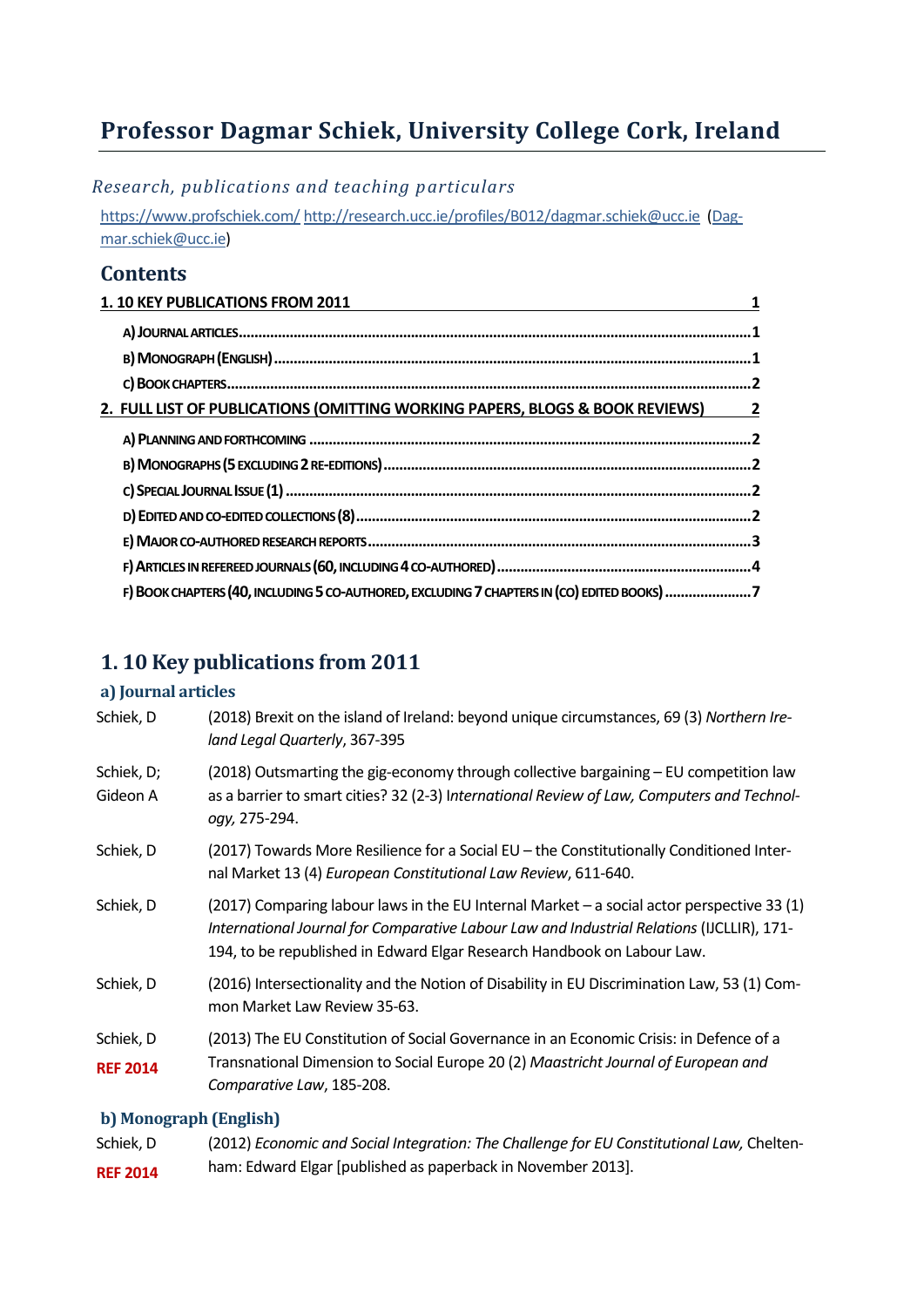# Professor Dagmar Schiek, University College Cork, Ireland

*Research, publications and teaching particulars*

https://www.profschiek.com/ http://research.ucc.ie/profiles/B012/dagmar.schiek@ucc.ie (Dagmar.schiek@ucc.ie)

## Contents

1. 10 KEY PUBLICATIONS FROM 2011 ..... 1
   - A) JOURNAL ARTICLES ..... 1
   - B) MONOGRAPH (ENGLISH) ..... 1
   - C) BOOK CHAPTERS ..... 2
2. FULL LIST OF PUBLICATIONS (OMITTING WORKING PAPERS, BLOGS & BOOK REVIEWS) ..... 2
   - A) PLANNING AND FORTHCOMING ..... 2
   - B) MONOGRAPHS (5 EXCLUDING 2 RE-EDITIONS) ..... 2
   - C) SPECIAL JOURNAL ISSUE (1) ..... 2
   - D) EDITED AND CO-EDITED COLLECTIONS (8) ..... 2
   - E) MAJOR CO-AUTHORED RESEARCH REPORTS ..... 3
   - F) ARTICLES IN REFEREED JOURNALS (60, INCLUDING 4 CO-AUTHORED) ..... 4
   - F) BOOK CHAPTERS (40, INCLUDING 5 CO-AUTHORED, EXCLUDING 7 CHAPTERS IN (CO) EDITED BOOKS) ..... 7

## 1. 10 Key publications from 2011

### a) Journal articles

| | |
|---|---|
| Schiek, D | (2018) Brexit on the island of Ireland: beyond unique circumstances, 69 (3) *Northern Ireland Legal Quarterly*, 367-395 |
| Schiek, D; Gideon A | (2018) Outsmarting the gig-economy through collective bargaining – EU competition law as a barrier to smart cities? 32 (2-3) *International Review of Law, Computers and Technology,* 275-294. |
| Schiek, D | (2017) Towards More Resilience for a Social EU – the Constitutionally Conditioned Internal Market 13 (4) *European Constitutional Law Review*, 611-640. |
| Schiek, D | (2017) Comparing labour laws in the EU Internal Market – a social actor perspective 33 (1) *International Journal for Comparative Labour Law and Industrial Relations* (IJCLLIR), 171-194, to be republished in Edward Elgar Research Handbook on Labour Law. |
| Schiek, D | (2016) Intersectionality and the Notion of Disability in EU Discrimination Law, 53 (1) Common Market Law Review 35-63. |
| Schiek, D **REF 2014** | (2013) The EU Constitution of Social Governance in an Economic Crisis: in Defence of a Transnational Dimension to Social Europe 20 (2) *Maastricht Journal of European and Comparative Law*, 185-208. |

### b) Monograph (English)

| | |
|---|---|
| Schiek, D **REF 2014** | (2012) *Economic and Social Integration: The Challenge for EU Constitutional Law,* Cheltenham: Edward Elgar [published as paperback in November 2013]. |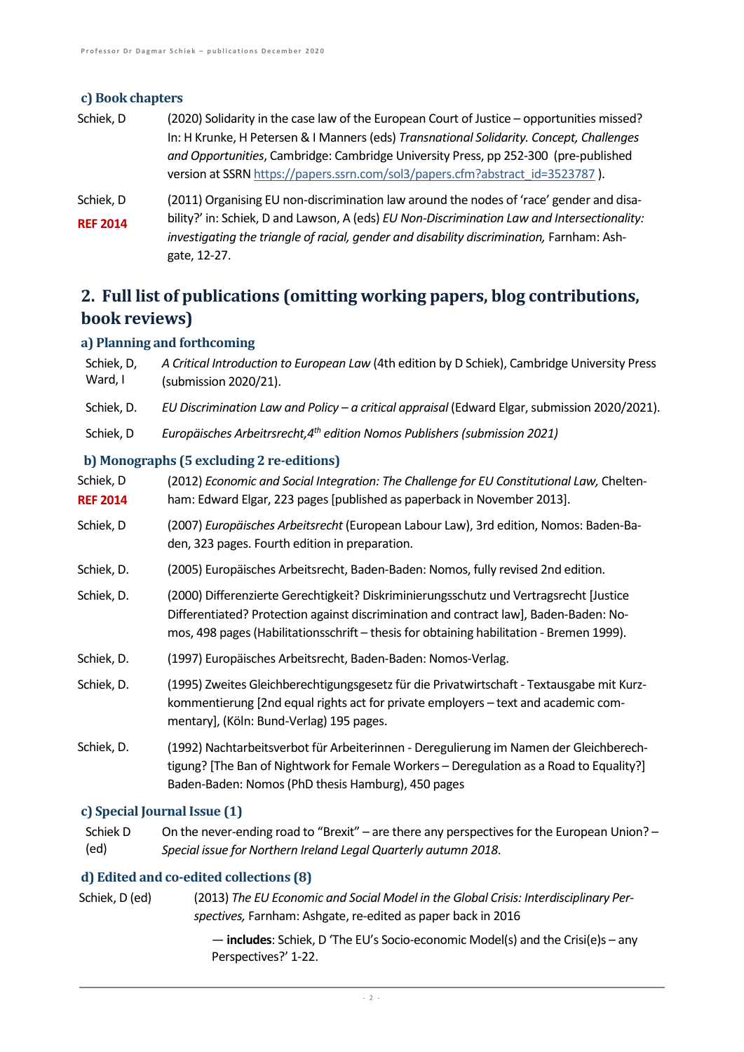### c) Book chapters

Schiek, D (2020) Solidarity in the case law of the European Court of Justice – opportunities missed? In: H Krunke, H Petersen & I Manners (eds) *Transnational Solidarity. Concept, Challenges and Opportunities*, Cambridge: Cambridge University Press, pp 252-300 (pre-published version at SSRN https://papers.ssrn.com/sol3/papers.cfm?abstract_id=3523787 ).

Schiek, D **REF 2014** (2011) Organising EU non-discrimination law around the nodes of 'race' gender and disability?' in: Schiek, D and Lawson, A (eds) *EU Non-Discrimination Law and Intersectionality: investigating the triangle of racial, gender and disability discrimination,* Farnham: Ashgate, 12-27.

## 2. Full list of publications (omitting working papers, blog contributions, book reviews)

### a) Planning and forthcoming

Schiek, D, Ward, I *A Critical Introduction to European Law* (4th edition by D Schiek), Cambridge University Press (submission 2020/21).

Schiek, D. *EU Discrimination Law and Policy – a critical appraisal* (Edward Elgar, submission 2020/2021).

Schiek, D *Europäisches Arbeitsrecht,4th edition Nomos Publishers (submission 2021)*

### b) Monographs (5 excluding 2 re-editions)

Schiek, D **REF 2014** (2012) *Economic and Social Integration: The Challenge for EU Constitutional Law,* Cheltenham: Edward Elgar, 223 pages [published as paperback in November 2013].

Schiek, D (2007) *Europäisches Arbeitsrecht* (European Labour Law), 3rd edition, Nomos: Baden-Baden, 323 pages. Fourth edition in preparation.

Schiek, D. (2005) Europäisches Arbeitsrecht, Baden-Baden: Nomos, fully revised 2nd edition.

Schiek, D. (2000) Differenzierte Gerechtigkeit? Diskriminierungsschutz und Vertragsrecht [Justice Differentiated? Protection against discrimination and contract law], Baden-Baden: Nomos, 498 pages (Habilitationsschrift – thesis for obtaining habilitation - Bremen 1999).

Schiek, D. (1997) Europäisches Arbeitsrecht, Baden-Baden: Nomos-Verlag.

Schiek, D. (1995) Zweites Gleichberechtigungsgesetz für die Privatwirtschaft - Textausgabe mit Kurzkommentierung [2nd equal rights act for private employers – text and academic commentary], (Köln: Bund-Verlag) 195 pages.

Schiek, D. (1992) Nachtarbeitsverbot für Arbeiterinnen - Deregulierung im Namen der Gleichberechtigung? [The Ban of Nightwork for Female Workers – Deregulation as a Road to Equality?] Baden-Baden: Nomos (PhD thesis Hamburg), 450 pages

### c) Special Journal Issue (1)

Schiek D (ed) On the never-ending road to "Brexit" – are there any perspectives for the European Union? – *Special issue for Northern Ireland Legal Quarterly autumn 2018*.

### d) Edited and co-edited collections (8)

Schiek, D (ed) (2013) *The EU Economic and Social Model in the Global Crisis: Interdisciplinary Perspectives,* Farnham: Ashgate, re-edited as paper back in 2016

— **includes**: Schiek, D 'The EU's Socio-economic Model(s) and the Crisi(e)s – any Perspectives?' 1-22.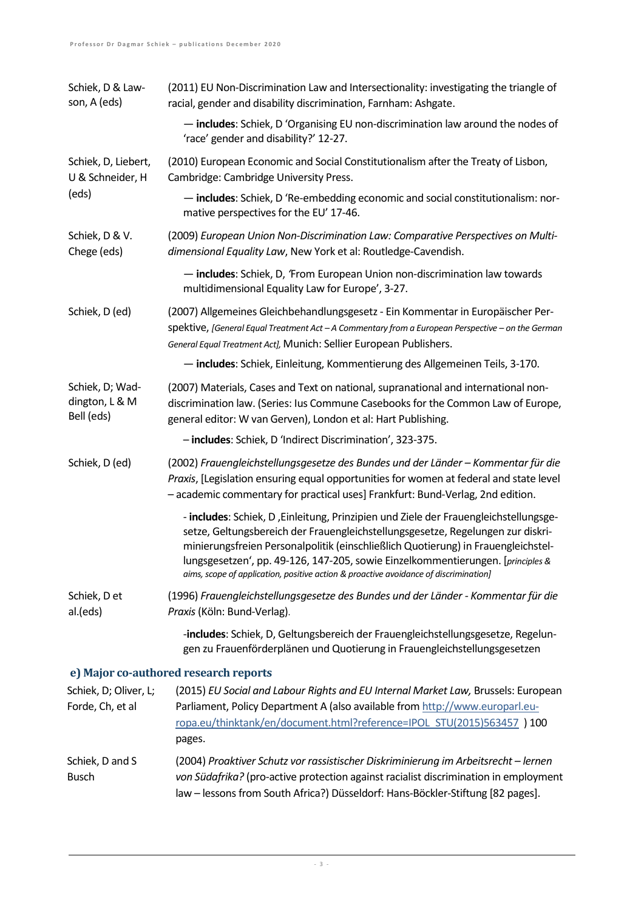| | |
|---|---|
| Schiek, D & Lawson, A (eds) | (2011) EU Non-Discrimination Law and Intersectionality: investigating the triangle of racial, gender and disability discrimination, Farnham: Ashgate. |
| | — **includes**: Schiek, D 'Organising EU non-discrimination law around the nodes of 'race' gender and disability?' 12-27. |
| Schiek, D, Liebert, U & Schneider, H (eds) | (2010) European Economic and Social Constitutionalism after the Treaty of Lisbon, Cambridge: Cambridge University Press. |
| | — **includes**: Schiek, D 'Re-embedding economic and social constitutionalism: normative perspectives for the EU' 17-46. |
| Schiek, D & V. Chege (eds) | (2009) *European Union Non-Discrimination Law: Comparative Perspectives on Multidimensional Equality Law*, New York et al: Routledge-Cavendish. |
| | — **includes**: Schiek, D, 'From European Union non-discrimination law towards multidimensional Equality Law for Europe', 3-27. |
| Schiek, D (ed) | (2007) Allgemeines Gleichbehandlungsgesetz - Ein Kommentar in Europäischer Perspektive, *[General Equal Treatment Act – A Commentary from a European Perspective – on the German General Equal Treatment Act],* Munich: Sellier European Publishers. |
| | — **includes**: Schiek, Einleitung, Kommentierung des Allgemeinen Teils, 3-170. |
| Schiek, D; Waddington, L & M Bell (eds) | (2007) Materials, Cases and Text on national, supranational and international non-discrimination law. (Series: Ius Commune Casebooks for the Common Law of Europe, general editor: W van Gerven), London et al: Hart Publishing. |
| | – **includes**: Schiek, D 'Indirect Discrimination', 323-375. |
| Schiek, D (ed) | (2002) *Frauengleichstellungsgesetze des Bundes und der Länder – Kommentar für die Praxis*, [Legislation ensuring equal opportunities for women at federal and state level – academic commentary for practical uses] Frankfurt: Bund-Verlag, 2nd edition. |
| | - **includes**: Schiek, D ,Einleitung, Prinzipien und Ziele der Frauengleichstellungsgesetze, Geltungsbereich der Frauengleichstellungsgesetze, Regelungen zur diskriminierungsfreien Personalpolitik (einschließlich Quotierung) in Frauengleichstellungsgesetzen', pp. 49-126, 147-205, sowie Einzelkommentierungen. [*principles & aims, scope of application, positive action & proactive avoidance of discrimination]* |
| Schiek, D et al.(eds) | (1996) *Frauengleichstellungsgesetze des Bundes und der Länder - Kommentar für die Praxis* (Köln: Bund-Verlag). |
| | -**includes**: Schiek, D, Geltungsbereich der Frauengleichstellungsgesetze, Regelungen zu Frauenförderplänen und Quotierung in Frauengleichstellungsgesetzen |

### e) Major co-authored research reports

| | |
|---|---|
| Schiek, D; Oliver, L; Forde, Ch, et al | (2015) *EU Social and Labour Rights and EU Internal Market Law,* Brussels: European Parliament, Policy Department A (also available from http://www.europarl.europa.eu/thinktank/en/document.html?reference=IPOL_STU(2015)563457 ) 100 pages. |
| Schiek, D and S Busch | (2004) *Proaktiver Schutz vor rassistischer Diskriminierung im Arbeitsrecht – lernen von Südafrika?* (pro-active protection against racialist discrimination in employment law – lessons from South Africa?) Düsseldorf: Hans-Böckler-Stiftung [82 pages]. |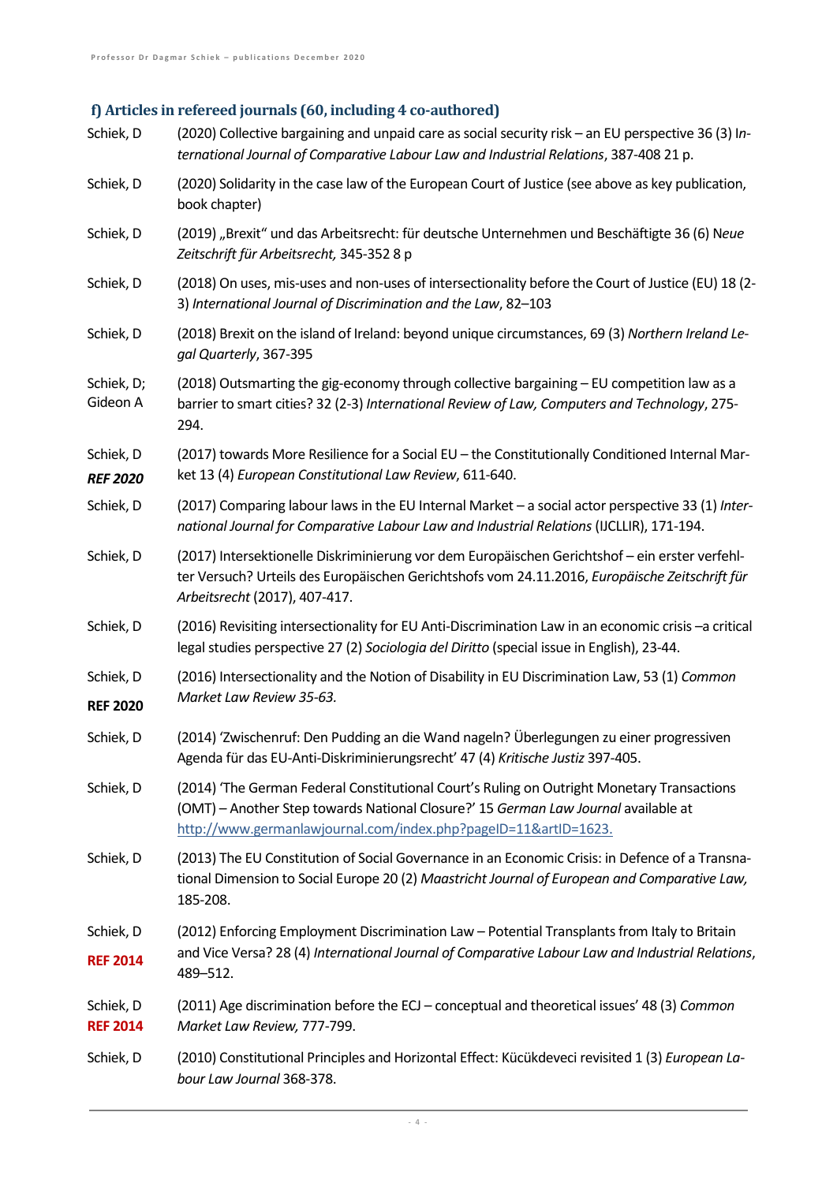### f) Articles in refereed journals (60, including 4 co-authored)

Schiek, D (2020) Collective bargaining and unpaid care as social security risk – an EU perspective 36 (3) *International Journal of Comparative Labour Law and Industrial Relations*, 387-408 21 p.

Schiek, D (2020) Solidarity in the case law of the European Court of Justice (see above as key publication, book chapter)

Schiek, D (2019) „Brexit" und das Arbeitsrecht: für deutsche Unternehmen und Beschäftigte 36 (6) *Neue Zeitschrift für Arbeitsrecht,* 345-352 8 p

Schiek, D (2018) On uses, mis-uses and non-uses of intersectionality before the Court of Justice (EU) 18 (2-3) *International Journal of Discrimination and the Law*, 82–103

Schiek, D (2018) Brexit on the island of Ireland: beyond unique circumstances, 69 (3) *Northern Ireland Legal Quarterly*, 367-395

Schiek, D; Gideon A (2018) Outsmarting the gig-economy through collective bargaining – EU competition law as a barrier to smart cities? 32 (2-3) *International Review of Law, Computers and Technology*, 275-294.

Schiek, D **REF 2020** (2017) towards More Resilience for a Social EU – the Constitutionally Conditioned Internal Market 13 (4) *European Constitutional Law Review*, 611-640.

Schiek, D (2017) Comparing labour laws in the EU Internal Market – a social actor perspective 33 (1) *International Journal for Comparative Labour Law and Industrial Relations* (IJCLLIR), 171-194.

Schiek, D (2017) Intersektionelle Diskriminierung vor dem Europäischen Gerichtshof – ein erster verfehlter Versuch? Urteils des Europäischen Gerichtshofs vom 24.11.2016, *Europäische Zeitschrift für Arbeitsrecht* (2017), 407-417.

Schiek, D (2016) Revisiting intersectionality for EU Anti-Discrimination Law in an economic crisis –a critical legal studies perspective 27 (2) *Sociologia del Diritto* (special issue in English), 23-44.

Schiek, D **REF 2020** (2016) Intersectionality and the Notion of Disability in EU Discrimination Law, 53 (1) *Common Market Law Review 35-63.*

Schiek, D (2014) 'Zwischenruf: Den Pudding an die Wand nageln? Überlegungen zu einer progressiven Agenda für das EU-Anti-Diskriminierungsrecht' 47 (4) *Kritische Justiz* 397-405.

Schiek, D (2014) 'The German Federal Constitutional Court's Ruling on Outright Monetary Transactions (OMT) – Another Step towards National Closure?' 15 *German Law Journal* available at http://www.germanlawjournal.com/index.php?pageID=11&artID=1623.

Schiek, D (2013) The EU Constitution of Social Governance in an Economic Crisis: in Defence of a Transnational Dimension to Social Europe 20 (2) *Maastricht Journal of European and Comparative Law,* 185-208.

Schiek, D **REF 2014** (2012) Enforcing Employment Discrimination Law – Potential Transplants from Italy to Britain and Vice Versa? 28 (4) *International Journal of Comparative Labour Law and Industrial Relations*, 489–512.

Schiek, D **REF 2014** (2011) Age discrimination before the ECJ – conceptual and theoretical issues' 48 (3) *Common Market Law Review,* 777-799.

Schiek, D (2010) Constitutional Principles and Horizontal Effect: Kücükdeveci revisited 1 (3) *European Labour Law Journal* 368-378.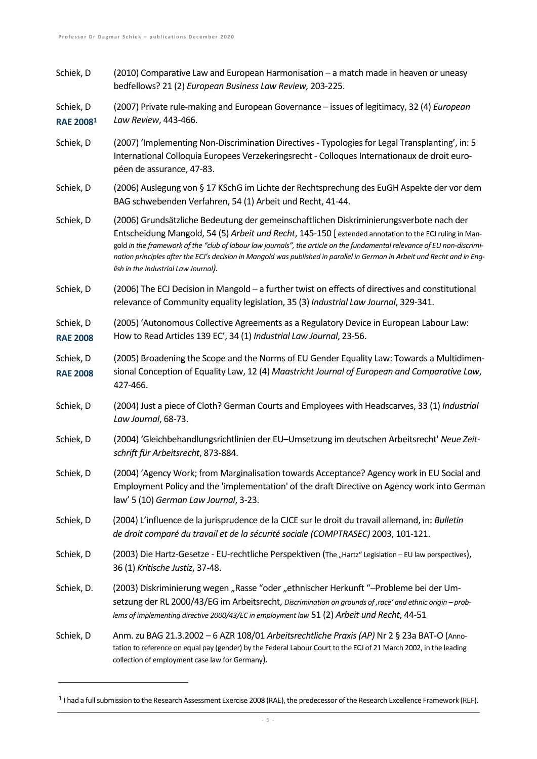Schiek, D (2010) Comparative Law and European Harmonisation – a match made in heaven or uneasy bedfellows? 21 (2) *European Business Law Review,* 203-225.

Schiek, D **RAE 2008**[1] (2007) Private rule-making and European Governance – issues of legitimacy, 32 (4) *European Law Review*, 443-466.

Schiek, D (2007) 'Implementing Non-Discrimination Directives - Typologies for Legal Transplanting', in: 5 International Colloquia Europees Verzekeringsrecht - Colloques Internationaux de droit européen de assurance, 47-83.

Schiek, D (2006) Auslegung von § 17 KSchG im Lichte der Rechtsprechung des EuGH Aspekte der vor dem BAG schwebenden Verfahren, 54 (1) Arbeit und Recht, 41-44.

Schiek, D (2006) Grundsätzliche Bedeutung der gemeinschaftlichen Diskriminierungsverbote nach der Entscheidung Mangold, 54 (5) *Arbeit und Recht*, 145-150 [ extended annotation to the ECJ ruling in Mangold *in the framework of the "club of labour law journals", the article on the fundamental relevance of EU non-discrimination principles after the ECJ's decision in Mangold was published in parallel in German in Arbeit und Recht and in English in the Industrial Law Journal).*

Schiek, D (2006) The ECJ Decision in Mangold – a further twist on effects of directives and constitutional relevance of Community equality legislation, 35 (3) *Industrial Law Journal*, 329-341.

Schiek, D **RAE 2008** (2005) 'Autonomous Collective Agreements as a Regulatory Device in European Labour Law: How to Read Articles 139 EC', 34 (1) *Industrial Law Journal*, 23-56.

Schiek, D **RAE 2008** (2005) Broadening the Scope and the Norms of EU Gender Equality Law: Towards a Multidimensional Conception of Equality Law, 12 (4) *Maastricht Journal of European and Comparative Law*, 427-466.

Schiek, D (2004) Just a piece of Cloth? German Courts and Employees with Headscarves, 33 (1) *Industrial Law Journal*, 68-73.

Schiek, D (2004) 'Gleichbehandlungsrichtlinien der EU–Umsetzung im deutschen Arbeitsrecht' *Neue Zeitschrift für Arbeitsrecht*, 873-884.

Schiek, D (2004) 'Agency Work; from Marginalisation towards Acceptance? Agency work in EU Social and Employment Policy and the 'implementation' of the draft Directive on Agency work into German law' 5 (10) *German Law Journal*, 3-23.

Schiek, D (2004) L'influence de la jurisprudence de la CJCE sur le droit du travail allemand, in: *Bulletin de droit comparé du travail et de la sécurité sociale (COMPTRASEC)* 2003, 101-121.

Schiek, D (2003) Die Hartz-Gesetze - EU-rechtliche Perspektiven (The „Hartz" Legislation – EU law perspectives), 36 (1) *Kritische Justiz*, 37-48.

Schiek, D. (2003) Diskriminierung wegen „Rasse "oder „ethnischer Herkunft "–Probleme bei der Umsetzung der RL 2000/43/EG im Arbeitsrecht, *Discrimination on grounds of ‚race' and ethnic origin – problems of implementing directive 2000/43/EC in employment law* 51 (2) *Arbeit und Recht*, 44-51

Schiek, D Anm. zu BAG 21.3.2002 – 6 AZR 108/01 *Arbeitsrechtliche Praxis (AP)* Nr 2 § 23a BAT-O (Annotation to reference on equal pay (gender) by the Federal Labour Court to the ECJ of 21 March 2002, in the leading collection of employment case law for Germany).

---

[1] I had a full submission to the Research Assessment Exercise 2008 (RAE), the predecessor of the Research Excellence Framework (REF).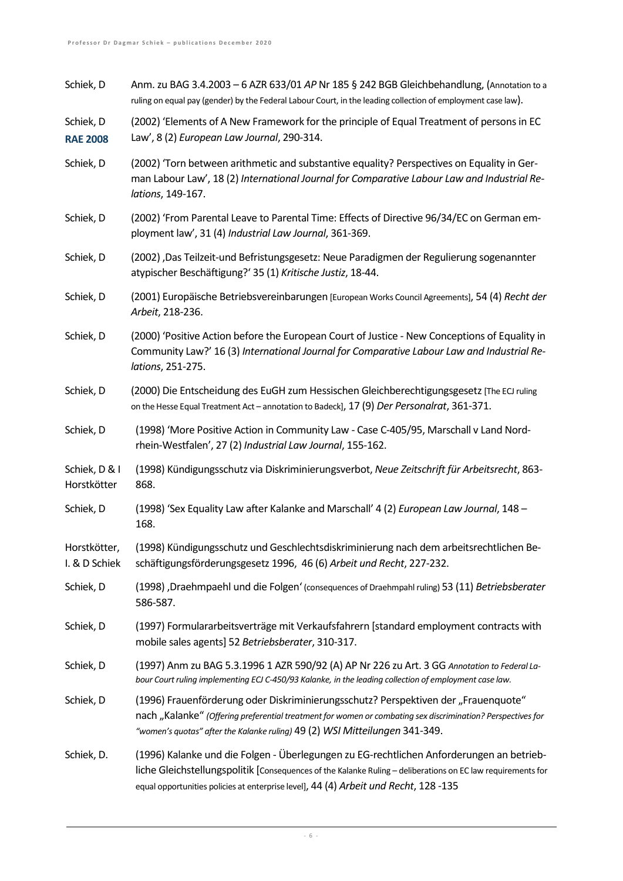| | |
|---|---|
| Schiek, D | Anm. zu BAG 3.4.2003 – 6 AZR 633/01 *AP* Nr 185 § 242 BGB Gleichbehandlung, (Annotation to a ruling on equal pay (gender) by the Federal Labour Court, in the leading collection of employment case law). |
| Schiek, D **RAE 2008** | (2002) 'Elements of A New Framework for the principle of Equal Treatment of persons in EC Law', 8 (2) *European Law Journal*, 290-314. |
| Schiek, D | (2002) 'Torn between arithmetic and substantive equality? Perspectives on Equality in German Labour Law', 18 (2) *International Journal for Comparative Labour Law and Industrial Relations*, 149-167. |
| Schiek, D | (2002) 'From Parental Leave to Parental Time: Effects of Directive 96/34/EC on German employment law', 31 (4) *Industrial Law Journal*, 361-369. |
| Schiek, D | (2002) ‚Das Teilzeit-und Befristungsgesetz: Neue Paradigmen der Regulierung sogenannter atypischer Beschäftigung?' 35 (1) *Kritische Justiz*, 18-44. |
| Schiek, D | (2001) Europäische Betriebsvereinbarungen [European Works Council Agreements], 54 (4) *Recht der Arbeit*, 218-236. |
| Schiek, D | (2000) 'Positive Action before the European Court of Justice - New Conceptions of Equality in Community Law?' 16 (3) *International Journal for Comparative Labour Law and Industrial Relations*, 251-275. |
| Schiek, D | (2000) Die Entscheidung des EuGH zum Hessischen Gleichberechtigungsgesetz [The ECJ ruling on the Hesse Equal Treatment Act – annotation to Badeck], 17 (9) *Der Personalrat*, 361-371. |
| Schiek, D | (1998) 'More Positive Action in Community Law - Case C-405/95, Marschall v Land Nordrhein-Westfalen', 27 (2) *Industrial Law Journal*, 155-162. |
| Schiek, D & I Horstkötter | (1998) Kündigungsschutz via Diskriminierungsverbot, *Neue Zeitschrift für Arbeitsrecht*, 863-868. |
| Schiek, D | (1998) 'Sex Equality Law after Kalanke and Marschall' 4 (2) *European Law Journal*, 148 – 168. |
| Horstkötter, I. & D Schiek | (1998) Kündigungsschutz und Geschlechtsdiskriminierung nach dem arbeitsrechtlichen Beschäftigungsförderungsgesetz 1996, 46 (6) *Arbeit und Recht*, 227-232. |
| Schiek, D | (1998) ‚Draehmpaehl und die Folgen' (consequences of Draehmpahl ruling) 53 (11) *Betriebsberater* 586-587. |
| Schiek, D | (1997) Formulararbeitsverträge mit Verkaufsfahrern [standard employment contracts with mobile sales agents] 52 *Betriebsberater*, 310-317. |
| Schiek, D | (1997) Anm zu BAG 5.3.1996 1 AZR 590/92 (A) AP Nr 226 zu Art. 3 GG *Annotation to Federal Labour Court ruling implementing ECJ C-450/93 Kalanke, in the leading collection of employment case law.* |
| Schiek, D | (1996) Frauenförderung oder Diskriminierungsschutz? Perspektiven der „Frauenquote" nach „Kalanke" *(Offering preferential treatment for women or combating sex discrimination? Perspectives for "women's quotas" after the Kalanke ruling)* 49 (2) *WSI Mitteilungen* 341-349. |
| Schiek, D. | (1996) Kalanke und die Folgen - Überlegungen zu EG-rechtlichen Anforderungen an betriebliche Gleichstellungspolitik [Consequences of the Kalanke Ruling – deliberations on EC law requirements for equal opportunities policies at enterprise level], 44 (4) *Arbeit und Recht*, 128 -135 |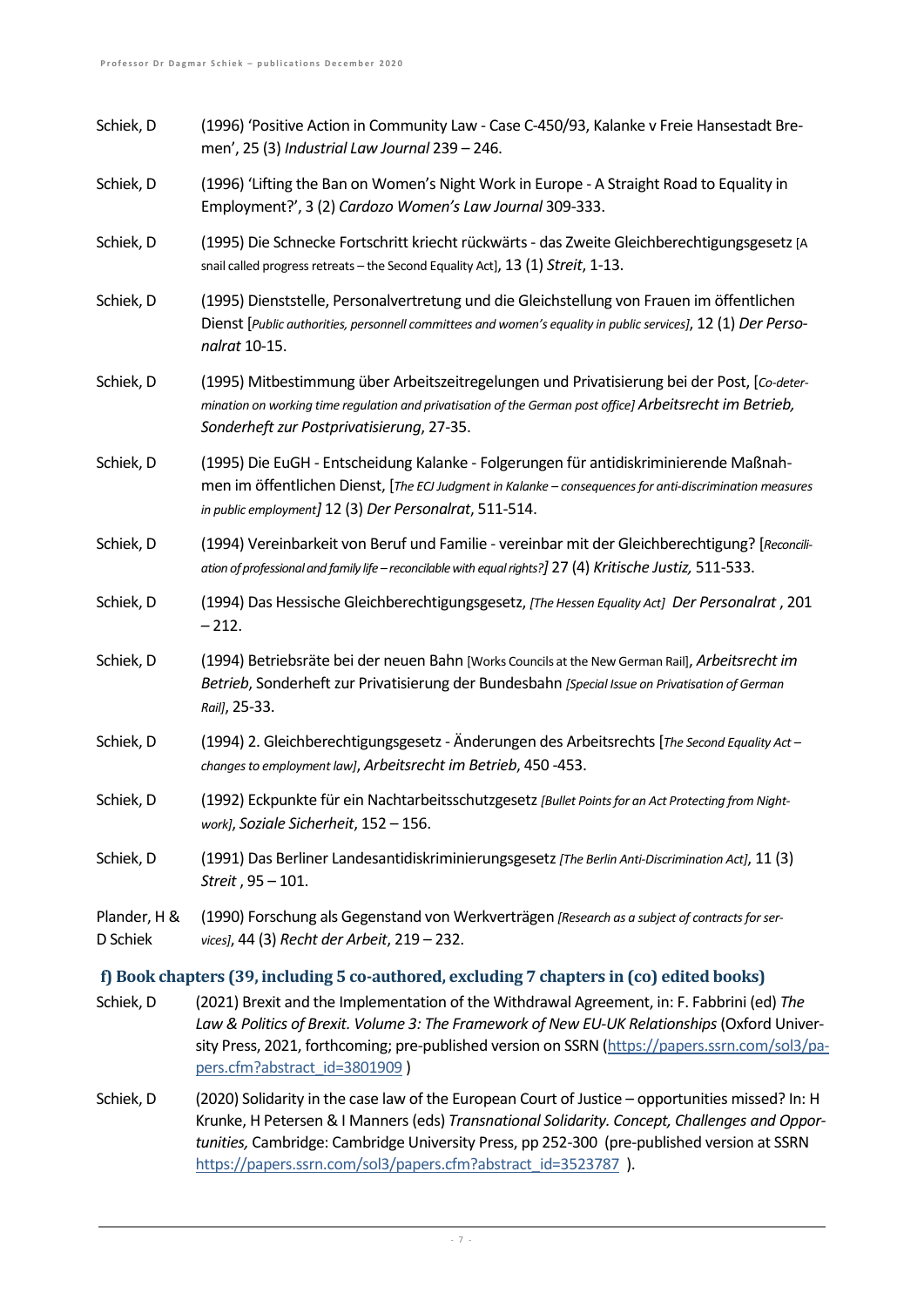Schiek, D (1996) 'Positive Action in Community Law - Case C-450/93, Kalanke v Freie Hansestadt Bremen', 25 (3) *Industrial Law Journal* 239 – 246.

Schiek, D (1996) 'Lifting the Ban on Women's Night Work in Europe - A Straight Road to Equality in Employment?', 3 (2) *Cardozo Women's Law Journal* 309-333.

Schiek, D (1995) Die Schnecke Fortschritt kriecht rückwärts - das Zweite Gleichberechtigungsgesetz [A snail called progress retreats – the Second Equality Act], 13 (1) *Streit*, 1-13.

Schiek, D (1995) Dienststelle, Personalvertretung und die Gleichstellung von Frauen im öffentlichen Dienst [*Public authorities, personnell committees and women's equality in public services]*, 12 (1) *Der Personalrat* 10-15.

Schiek, D (1995) Mitbestimmung über Arbeitszeitregelungen und Privatisierung bei der Post, [*Co-determination on working time regulation and privatisation of the German post office] Arbeitsrecht im Betrieb, Sonderheft zur Postprivatisierung*, 27-35.

Schiek, D (1995) Die EuGH - Entscheidung Kalanke - Folgerungen für antidiskriminierende Maßnahmen im öffentlichen Dienst, [*The ECJ Judgment in Kalanke – consequences for anti-discrimination measures in public employment]* 12 (3) *Der Personalrat*, 511-514.

Schiek, D (1994) Vereinbarkeit von Beruf und Familie - vereinbar mit der Gleichberechtigung? [*Reconciliation of professional and family life – reconcilable with equal rights?]* 27 (4) *Kritische Justiz,* 511-533.

Schiek, D (1994) Das Hessische Gleichberechtigungsgesetz, *[The Hessen Equality Act] Der Personalrat* , 201 – 212.

Schiek, D (1994) Betriebsräte bei der neuen Bahn [Works Councils at the New German Rail], *Arbeitsrecht im Betrieb*, Sonderheft zur Privatisierung der Bundesbahn *[Special Issue on Privatisation of German Rail]*, 25-33.

Schiek, D (1994) 2. Gleichberechtigungsgesetz - Änderungen des Arbeitsrechts [*The Second Equality Act – changes to employment law]*, *Arbeitsrecht im Betrieb*, 450 -453.

Schiek, D (1992) Eckpunkte für ein Nachtarbeitsschutzgesetz *[Bullet Points for an Act Protecting from Night-work]*, *Soziale Sicherheit*, 152 – 156.

Schiek, D (1991) Das Berliner Landesantidiskriminierungsgesetz *[The Berlin Anti-Discrimination Act]*, 11 (3) *Streit* , 95 – 101.

Plander, H & D Schiek (1990) Forschung als Gegenstand von Werkverträgen *[Research as a subject of contracts for services]*, 44 (3) *Recht der Arbeit*, 219 – 232.

### f) Book chapters (39, including 5 co-authored, excluding 7 chapters in (co) edited books)

Schiek, D (2021) Brexit and the Implementation of the Withdrawal Agreement, in: F. Fabbrini (ed) *The Law & Politics of Brexit. Volume 3: The Framework of New EU-UK Relationships* (Oxford University Press, 2021, forthcoming; pre-published version on SSRN (https://papers.ssrn.com/sol3/papers.cfm?abstract_id=3801909 )

Schiek, D (2020) Solidarity in the case law of the European Court of Justice – opportunities missed? In: H Krunke, H Petersen & I Manners (eds) *Transnational Solidarity. Concept, Challenges and Opportunities,* Cambridge: Cambridge University Press, pp 252-300 (pre-published version at SSRN https://papers.ssrn.com/sol3/papers.cfm?abstract_id=3523787 ).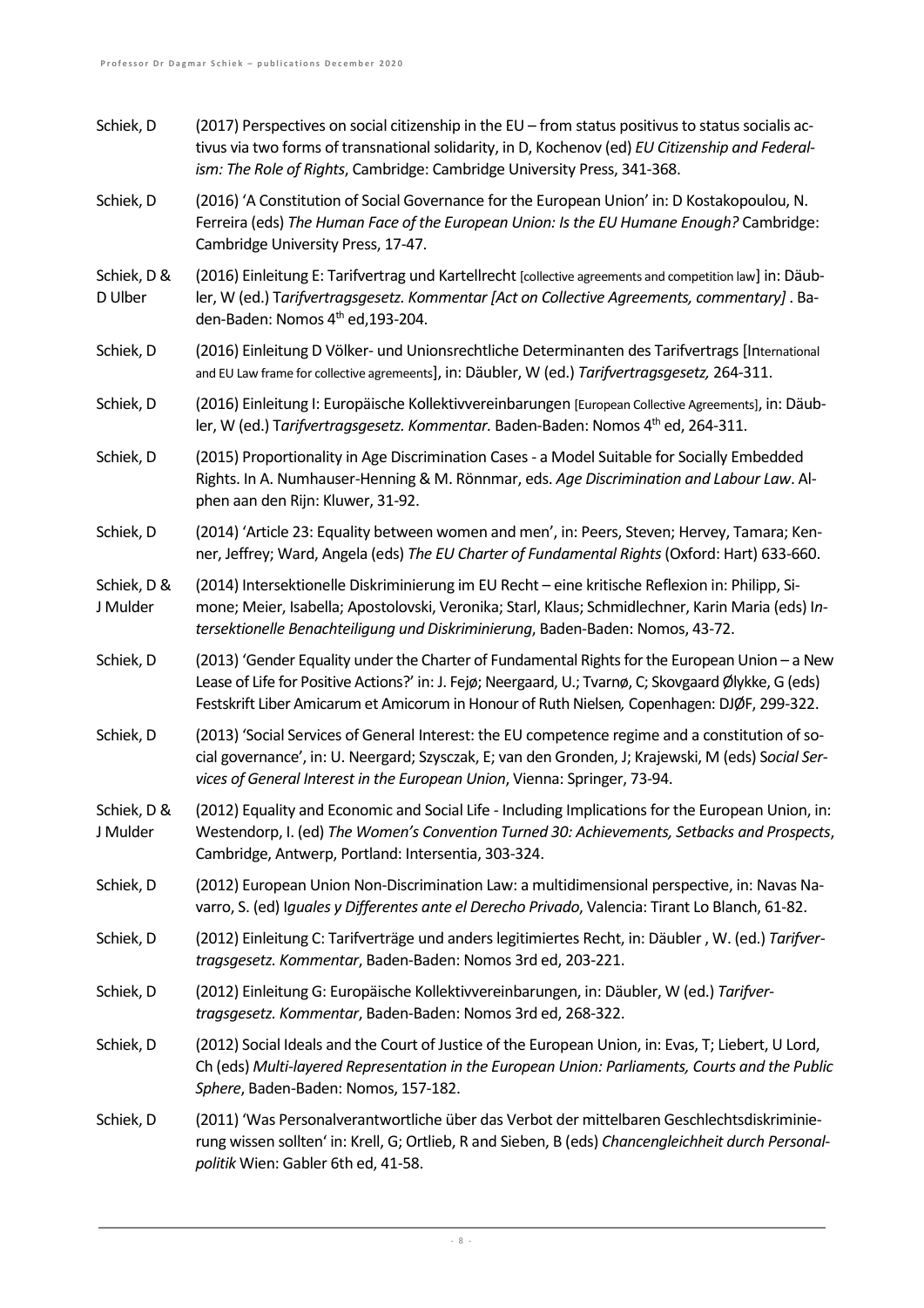| | |
|---|---|
| Schiek, D | (2017) Perspectives on social citizenship in the EU – from status positivus to status socialis activus via two forms of transnational solidarity, in D, Kochenov (ed) *EU Citizenship and Federalism: The Role of Rights*, Cambridge: Cambridge University Press, 341-368. |
| Schiek, D | (2016) 'A Constitution of Social Governance for the European Union' in: D Kostakopoulou, N. Ferreira (eds) *The Human Face of the European Union: Is the EU Humane Enough?* Cambridge: Cambridge University Press, 17-47. |
| Schiek, D & D Ulber | (2016) Einleitung E: Tarifvertrag und Kartellrecht [collective agreements and competition law] in: Däubler, W (ed.) T*arifvertragsgesetz. Kommentar [Act on Collective Agreements, commentary]* . Baden-Baden: Nomos 4th ed,193-204. |
| Schiek, D | (2016) Einleitung D Völker- und Unionsrechtliche Determinanten des Tarifvertrags [International and EU Law frame for collective agremeents], in: Däubler, W (ed.) *Tarifvertragsgesetz,* 264-311. |
| Schiek, D | (2016) Einleitung I: Europäische Kollektivvereinbarungen [European Collective Agreements], in: Däubler, W (ed.) T*arifvertragsgesetz. Kommentar.* Baden-Baden: Nomos 4th ed, 264-311. |
| Schiek, D | (2015) Proportionality in Age Discrimination Cases - a Model Suitable for Socially Embedded Rights. In A. Numhauser-Henning & M. Rönnmar, eds. *Age Discrimination and Labour Law*. Alphen aan den Rijn: Kluwer, 31-92. |
| Schiek, D | (2014) 'Article 23: Equality between women and men', in: Peers, Steven; Hervey, Tamara; Kenner, Jeffrey; Ward, Angela (eds) *The EU Charter of Fundamental Rights* (Oxford: Hart) 633-660. |
| Schiek, D & J Mulder | (2014) Intersektionelle Diskriminierung im EU Recht – eine kritische Reflexion in: Philipp, Simone; Meier, Isabella; Apostolovski, Veronika; Starl, Klaus; Schmidlechner, Karin Maria (eds) I*ntersektionelle Benachteiligung und Diskriminierung*, Baden-Baden: Nomos, 43-72. |
| Schiek, D | (2013) 'Gender Equality under the Charter of Fundamental Rights for the European Union – a New Lease of Life for Positive Actions?' in: J. Fejø; Neergaard, U.; Tvarnø, C; Skovgaard Ølykke, G (eds) Festskrift Liber Amicarum et Amicorum in Honour of Ruth Nielsen*,* Copenhagen: DJØF, 299-322. |
| Schiek, D | (2013) 'Social Services of General Interest: the EU competence regime and a constitution of social governance', in: U. Neergard; Szysczak, E; van den Gronden, J; Krajewski, M (eds) S*ocial Services of General Interest in the European Union*, Vienna: Springer, 73-94. |
| Schiek, D & J Mulder | (2012) Equality and Economic and Social Life - Including Implications for the European Union, in: Westendorp, I. (ed) *The Women's Convention Turned 30: Achievements, Setbacks and Prospects*, Cambridge, Antwerp, Portland: Intersentia, 303-324. |
| Schiek, D | (2012) European Union Non-Discrimination Law: a multidimensional perspective, in: Navas Navarro, S. (ed) I*guales y Differentes ante el Derecho Privado*, Valencia: Tirant Lo Blanch, 61-82. |
| Schiek, D | (2012) Einleitung C: Tarifverträge und anders legitimiertes Recht, in: Däubler , W. (ed.) *Tarifvertragsgesetz. Kommentar*, Baden-Baden: Nomos 3rd ed, 203-221. |
| Schiek, D | (2012) Einleitung G: Europäische Kollektivvereinbarungen, in: Däubler, W (ed.) *Tarifvertragsgesetz. Kommentar*, Baden-Baden: Nomos 3rd ed, 268-322. |
| Schiek, D | (2012) Social Ideals and the Court of Justice of the European Union, in: Evas, T; Liebert, U Lord, Ch (eds) *Multi-layered Representation in the European Union: Parliaments, Courts and the Public Sphere*, Baden-Baden: Nomos, 157-182. |
| Schiek, D | (2011) 'Was Personalverantwortliche über das Verbot der mittelbaren Geschlechtsdiskriminierung wissen sollten' in: Krell, G; Ortlieb, R and Sieben, B (eds) *Chancengleichheit durch Personalpolitik* Wien: Gabler 6th ed, 41-58. |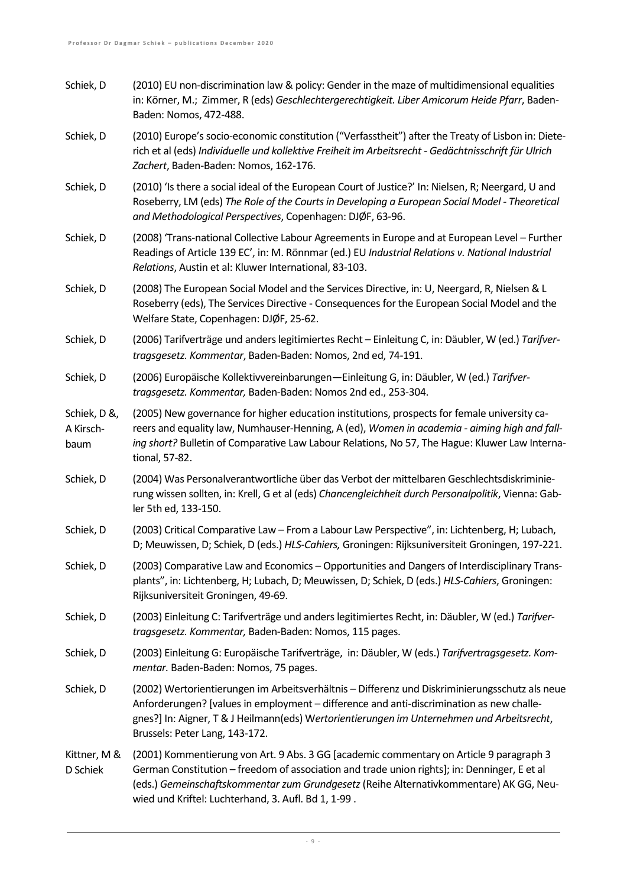Schiek, D (2010) EU non-discrimination law & policy: Gender in the maze of multidimensional equalities in: Körner, M.; Zimmer, R (eds) *Geschlechtergerechtigkeit. Liber Amicorum Heide Pfarr*, Baden-Baden: Nomos, 472-488.

Schiek, D (2010) Europe's socio-economic constitution ("Verfasstheit") after the Treaty of Lisbon in: Dieterich et al (eds) *Individuelle und kollektive Freiheit im Arbeitsrecht - Gedächtnisschrift für Ulrich Zachert*, Baden-Baden: Nomos, 162-176.

Schiek, D (2010) 'Is there a social ideal of the European Court of Justice?' In: Nielsen, R; Neergard, U and Roseberry, LM (eds) *The Role of the Courts in Developing a European Social Model - Theoretical and Methodological Perspectives*, Copenhagen: DJØF, 63-96.

Schiek, D (2008) 'Trans-national Collective Labour Agreements in Europe and at European Level – Further Readings of Article 139 EC', in: M. Rönnmar (ed.) EU *Industrial Relations v. National Industrial Relations*, Austin et al: Kluwer International, 83-103.

Schiek, D (2008) The European Social Model and the Services Directive, in: U, Neergard, R, Nielsen & L Roseberry (eds), The Services Directive - Consequences for the European Social Model and the Welfare State, Copenhagen: DJØF, 25-62.

Schiek, D (2006) Tarifverträge und anders legitimiertes Recht – Einleitung C, in: Däubler, W (ed.) *Tarifvertragsgesetz. Kommentar*, Baden-Baden: Nomos, 2nd ed, 74-191.

Schiek, D (2006) Europäische Kollektivvereinbarungen—Einleitung G, in: Däubler, W (ed.) *Tarifvertragsgesetz. Kommentar,* Baden-Baden: Nomos 2nd ed., 253-304.

Schiek, D &, A Kirschbaum (2005) New governance for higher education institutions, prospects for female university careers and equality law, Numhauser-Henning, A (ed), *Women in academia - aiming high and falling short?* Bulletin of Comparative Law Labour Relations, No 57, The Hague: Kluwer Law International, 57-82.

Schiek, D (2004) Was Personalverantwortliche über das Verbot der mittelbaren Geschlechtsdiskriminierung wissen sollten, in: Krell, G et al (eds) *Chancengleichheit durch Personalpolitik*, Vienna: Gabler 5th ed, 133-150.

Schiek, D (2003) Critical Comparative Law – From a Labour Law Perspective", in: Lichtenberg, H; Lubach, D; Meuwissen, D; Schiek, D (eds.) *HLS-Cahiers,* Groningen: Rijksuniversiteit Groningen, 197-221.

Schiek, D (2003) Comparative Law and Economics – Opportunities and Dangers of Interdisciplinary Transplants", in: Lichtenberg, H; Lubach, D; Meuwissen, D; Schiek, D (eds.) *HLS-Cahiers*, Groningen: Rijksuniversiteit Groningen, 49-69.

Schiek, D (2003) Einleitung C: Tarifverträge und anders legitimiertes Recht, in: Däubler, W (ed.) *Tarifvertragsgesetz. Kommentar,* Baden-Baden: Nomos, 115 pages.

Schiek, D (2003) Einleitung G: Europäische Tarifverträge, in: Däubler, W (eds.) *Tarifvertragsgesetz. Kommentar.* Baden-Baden: Nomos, 75 pages.

Schiek, D (2002) Wertorientierungen im Arbeitsverhältnis – Differenz und Diskriminierungsschutz als neue Anforderungen? [values in employment – difference and anti-discrimination as new challegnes?] In: Aigner, T & J Heilmann(eds) W*ertorientierungen im Unternehmen und Arbeitsrecht*, Brussels: Peter Lang, 143-172.

Kittner, M & D Schiek (2001) Kommentierung von Art. 9 Abs. 3 GG [academic commentary on Article 9 paragraph 3 German Constitution – freedom of association and trade union rights]; in: Denninger, E et al (eds.) *Gemeinschaftskommentar zum Grundgesetz* (Reihe Alternativkommentare) AK GG, Neuwied und Kriftel: Luchterhand, 3. Aufl. Bd 1, 1-99 .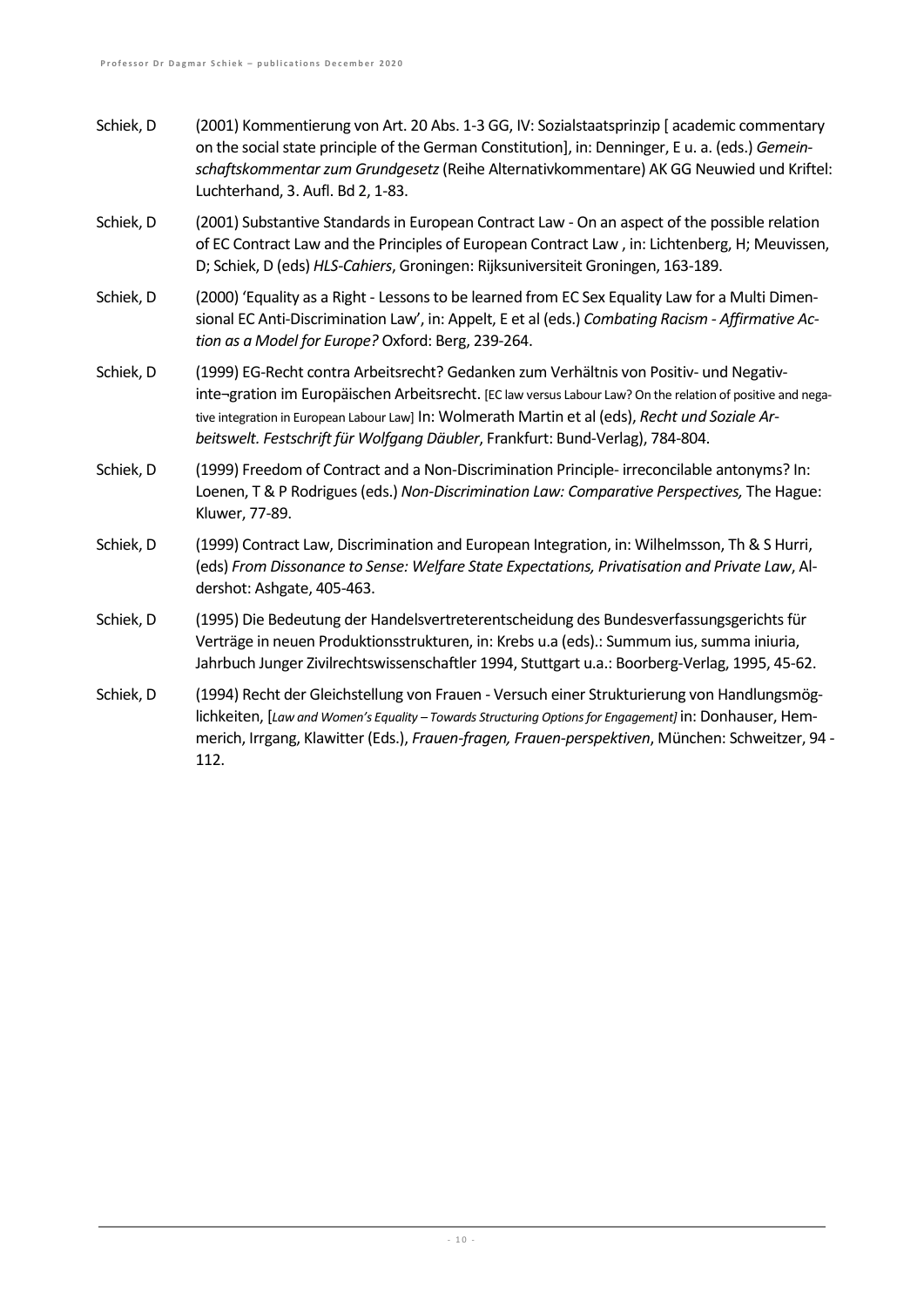Schiek, D (2001) Kommentierung von Art. 20 Abs. 1-3 GG, IV: Sozialstaatsprinzip [ academic commentary on the social state principle of the German Constitution], in: Denninger, E u. a. (eds.) *Gemeinschaftskommentar zum Grundgesetz* (Reihe Alternativkommentare) AK GG Neuwied und Kriftel: Luchterhand, 3. Aufl. Bd 2, 1-83.

Schiek, D (2001) Substantive Standards in European Contract Law - On an aspect of the possible relation of EC Contract Law and the Principles of European Contract Law , in: Lichtenberg, H; Meuvissen, D; Schiek, D (eds) *HLS-Cahiers*, Groningen: Rijksuniversiteit Groningen, 163-189.

Schiek, D (2000) 'Equality as a Right - Lessons to be learned from EC Sex Equality Law for a Multi Dimensional EC Anti-Discrimination Law', in: Appelt, E et al (eds.) *Combating Racism - Affirmative Action as a Model for Europe?* Oxford: Berg, 239-264.

Schiek, D (1999) EG-Recht contra Arbeitsrecht? Gedanken zum Verhältnis von Positiv- und Negativinte¬gration im Europäischen Arbeitsrecht. [EC law versus Labour Law? On the relation of positive and negative integration in European Labour Law] In: Wolmerath Martin et al (eds), *Recht und Soziale Arbeitswelt. Festschrift für Wolfgang Däubler*, Frankfurt: Bund-Verlag), 784-804.

Schiek, D (1999) Freedom of Contract and a Non-Discrimination Principle- irreconcilable antonyms? In: Loenen, T & P Rodrigues (eds.) *Non-Discrimination Law: Comparative Perspectives,* The Hague: Kluwer, 77-89.

Schiek, D (1999) Contract Law, Discrimination and European Integration, in: Wilhelmsson, Th & S Hurri, (eds) *From Dissonance to Sense: Welfare State Expectations, Privatisation and Private Law*, Aldershot: Ashgate, 405-463.

Schiek, D (1995) Die Bedeutung der Handelsvertreterentscheidung des Bundesverfassungsgerichts für Verträge in neuen Produktionsstrukturen, in: Krebs u.a (eds).: Summum ius, summa iniuria, Jahrbuch Junger Zivilrechtswissenschaftler 1994, Stuttgart u.a.: Boorberg-Verlag, 1995, 45-62.

Schiek, D (1994) Recht der Gleichstellung von Frauen - Versuch einer Strukturierung von Handlungsmöglichkeiten, [*Law and Women's Equality – Towards Structuring Options for Engagement]* in: Donhauser, Hemmerich, Irrgang, Klawitter (Eds.), *Frauen-fragen, Frauen-perspektiven*, München: Schweitzer, 94 - 112.